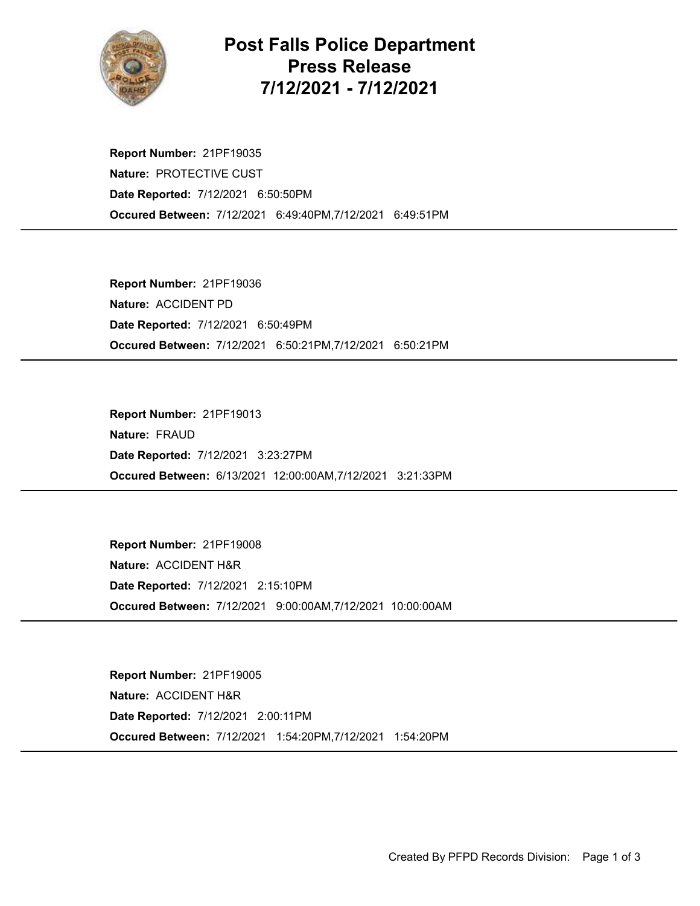# Post Falls Police Department
# Press Release
# 7/12/2021 - 7/12/2021

**Report Number:** 21PF19035
**Nature:** PROTECTIVE CUST
**Date Reported:** 7/12/2021 6:50:50PM
**Occured Between:** 7/12/2021 6:49:40PM,7/12/2021 6:49:51PM

---

**Report Number:** 21PF19036
**Nature:** ACCIDENT PD
**Date Reported:** 7/12/2021 6:50:49PM
**Occured Between:** 7/12/2021 6:50:21PM,7/12/2021 6:50:21PM

---

**Report Number:** 21PF19013
**Nature:** FRAUD
**Date Reported:** 7/12/2021 3:23:27PM
**Occured Between:** 6/13/2021 12:00:00AM,7/12/2021 3:21:33PM

---

**Report Number:** 21PF19008
**Nature:** ACCIDENT H&R
**Date Reported:** 7/12/2021 2:15:10PM
**Occured Between:** 7/12/2021 9:00:00AM,7/12/2021 10:00:00AM

---

**Report Number:** 21PF19005
**Nature:** ACCIDENT H&R
**Date Reported:** 7/12/2021 2:00:11PM
**Occured Between:** 7/12/2021 1:54:20PM,7/12/2021 1:54:20PM

---

Created By PFPD Records Division: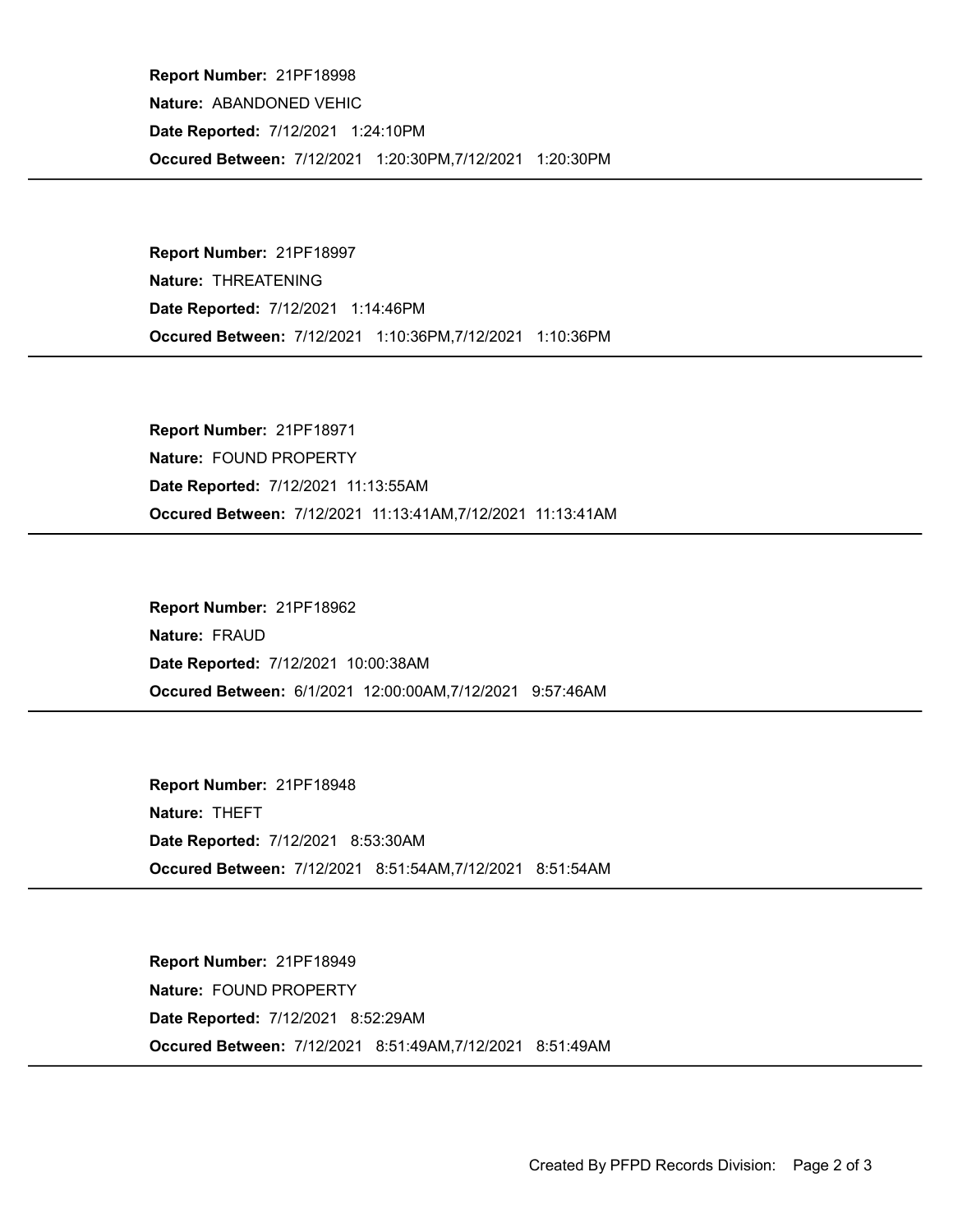**Report Number:** 21PF18998

**Nature:** ABANDONED VEHIC

**Date Reported:** 7/12/2021 1:24:10PM

**Occured Between:** 7/12/2021 1:20:30PM,7/12/2021 1:20:30PM

---

**Report Number:** 21PF18997

**Nature:** THREATENING

**Date Reported:** 7/12/2021 1:14:46PM

**Occured Between:** 7/12/2021 1:10:36PM,7/12/2021 1:10:36PM

---

**Report Number:** 21PF18971

**Nature:** FOUND PROPERTY

**Date Reported:** 7/12/2021 11:13:55AM

**Occured Between:** 7/12/2021 11:13:41AM,7/12/2021 11:13:41AM

---

**Report Number:** 21PF18962

**Nature:** FRAUD

**Date Reported:** 7/12/2021 10:00:38AM

**Occured Between:** 6/1/2021 12:00:00AM,7/12/2021 9:57:46AM

---

**Report Number:** 21PF18948

**Nature:** THEFT

**Date Reported:** 7/12/2021 8:53:30AM

**Occured Between:** 7/12/2021 8:51:54AM,7/12/2021 8:51:54AM

---

**Report Number:** 21PF18949

**Nature:** FOUND PROPERTY

**Date Reported:** 7/12/2021 8:52:29AM

**Occured Between:** 7/12/2021 8:51:49AM,7/12/2021 8:51:49AM

---

Created By PFPD Records Division: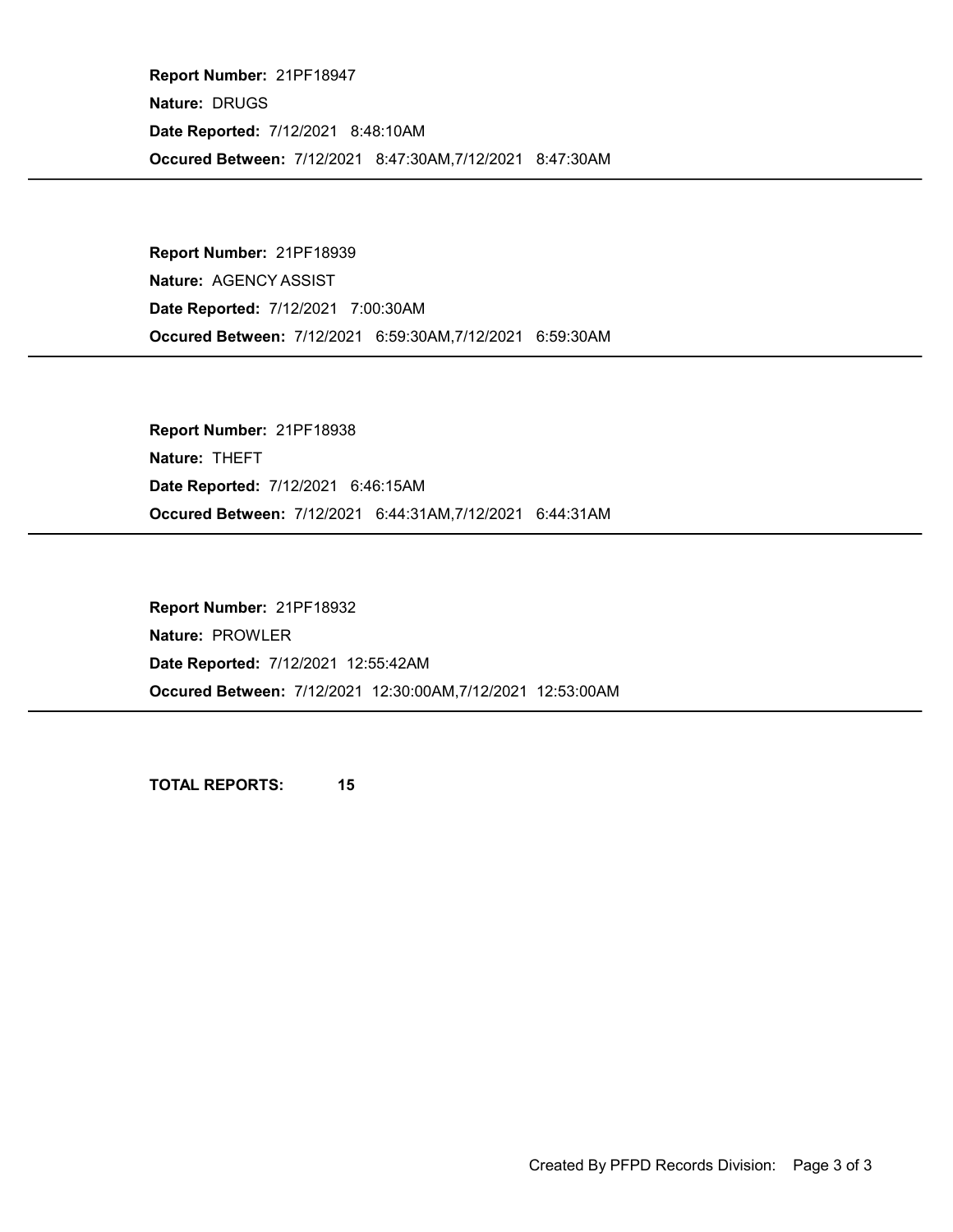**Report Number:** 21PF18947

**Nature:** DRUGS

**Date Reported:** 7/12/2021 8:48:10AM

**Occured Between:** 7/12/2021 8:47:30AM,7/12/2021 8:47:30AM

---

**Report Number:** 21PF18939

**Nature:** AGENCY ASSIST

**Date Reported:** 7/12/2021 7:00:30AM

**Occured Between:** 7/12/2021 6:59:30AM,7/12/2021 6:59:30AM

---

**Report Number:** 21PF18938

**Nature:** THEFT

**Date Reported:** 7/12/2021 6:46:15AM

**Occured Between:** 7/12/2021 6:44:31AM,7/12/2021 6:44:31AM

---

**Report Number:** 21PF18932

**Nature:** PROWLER

**Date Reported:** 7/12/2021 12:55:42AM

**Occured Between:** 7/12/2021 12:30:00AM,7/12/2021 12:53:00AM

---

**TOTAL REPORTS: 15**